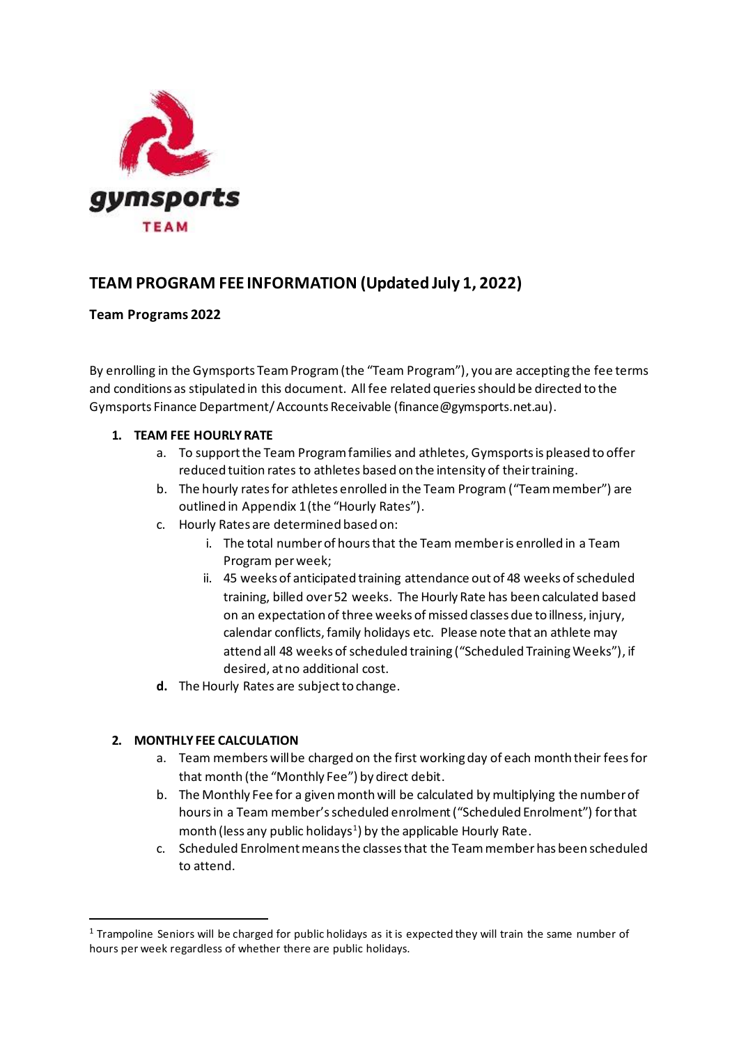gymsports

TEAM

# TEAM PROGRAM FEE INFORMATION (Updated July 1, 2022)

**Team Programs 2022**

By enrolling in the Gymsports Team Program (the "Team Program"), you are accepting the fee terms and conditions as stipulated in this document. All fee related queries should be directed to the Gymsports Finance Department/ Accounts Receivable (finance@gymsports.net.au).

1. **TEAM FEE HOURLY RATE**
   a. To support the Team Program families and athletes, Gymsports is pleased to offer reduced tuition rates to athletes based on the intensity of their training.
   b. The hourly rates for athletes enrolled in the Team Program ("Team member") are outlined in Appendix 1 (the "Hourly Rates").
   c. Hourly Rates are determined based on:
      i. The total number of hours that the Team member is enrolled in a Team Program per week;
      ii. 45 weeks of anticipated training attendance out of 48 weeks of scheduled training, billed over 52 weeks. The Hourly Rate has been calculated based on an expectation of three weeks of missed classes due to illness, injury, calendar conflicts, family holidays etc. Please note that an athlete may attend all 48 weeks of scheduled training ("Scheduled Training Weeks"), if desired, at no additional cost.
   **d.** The Hourly Rates are subject to change.

2. **MONTHLY FEE CALCULATION**
   a. Team members will be charged on the first working day of each month their fees for that month (the "Monthly Fee") by direct debit.
   b. The Monthly Fee for a given month will be calculated by multiplying the number of hours in a Team member's scheduled enrolment ("Scheduled Enrolment") for that month (less any public holidays[1]) by the applicable Hourly Rate.
   c. Scheduled Enrolment means the classes that the Team member has been scheduled to attend.

[1] Trampoline Seniors will be charged for public holidays as it is expected they will train the same number of hours per week regardless of whether there are public holidays.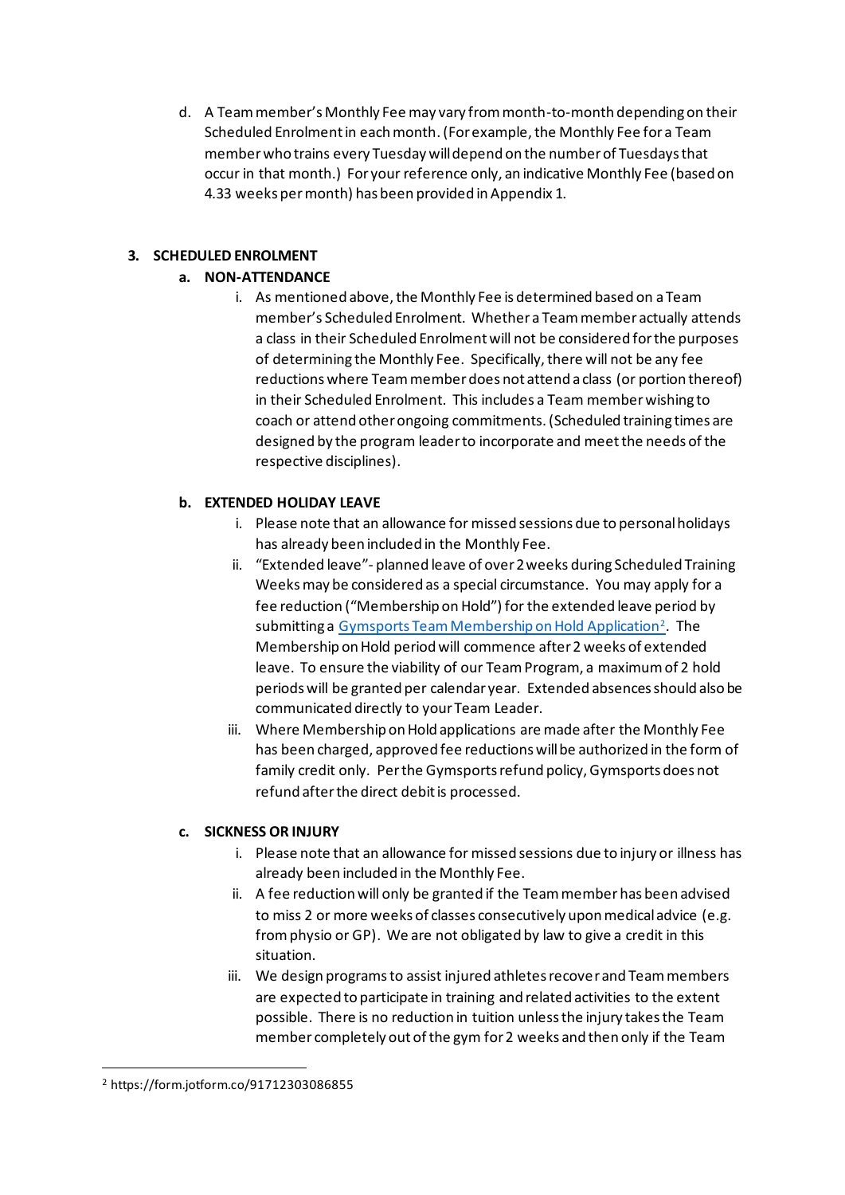d. A Team member's Monthly Fee may vary from month-to-month depending on their Scheduled Enrolment in each month. (For example, the Monthly Fee for a Team member who trains every Tuesday will depend on the number of Tuesdays that occur in that month.) For your reference only, an indicative Monthly Fee (based on 4.33 weeks per month) has been provided in Appendix 1.

## 3. SCHEDULED ENROLMENT

### a. NON-ATTENDANCE

i. As mentioned above, the Monthly Fee is determined based on a Team member's Scheduled Enrolment. Whether a Team member actually attends a class in their Scheduled Enrolment will not be considered for the purposes of determining the Monthly Fee. Specifically, there will not be any fee reductions where Team member does not attend a class (or portion thereof) in their Scheduled Enrolment. This includes a Team member wishing to coach or attend other ongoing commitments. (Scheduled training times are designed by the program leader to incorporate and meet the needs of the respective disciplines).

### b. EXTENDED HOLIDAY LEAVE

i. Please note that an allowance for missed sessions due to personal holidays has already been included in the Monthly Fee.

ii. "Extended leave"- planned leave of over 2 weeks during Scheduled Training Weeks may be considered as a special circumstance. You may apply for a fee reduction ("Membership on Hold") for the extended leave period by submitting a [Gymsports Team Membership on Hold Application](https://form.jotform.co/91712303086855)[2]. The Membership on Hold period will commence after 2 weeks of extended leave. To ensure the viability of our Team Program, a maximum of 2 hold periods will be granted per calendar year. Extended absences should also be communicated directly to your Team Leader.

iii. Where Membership on Hold applications are made after the Monthly Fee has been charged, approved fee reductions will be authorized in the form of family credit only. Per the Gymsports refund policy, Gymsports does not refund after the direct debit is processed.

### c. SICKNESS OR INJURY

i. Please note that an allowance for missed sessions due to injury or illness has already been included in the Monthly Fee.

ii. A fee reduction will only be granted if the Team member has been advised to miss 2 or more weeks of classes consecutively upon medical advice (e.g. from physio or GP). We are not obligated by law to give a credit in this situation.

iii. We design programs to assist injured athletes recover and Team members are expected to participate in training and related activities to the extent possible. There is no reduction in tuition unless the injury takes the Team member completely out of the gym for 2 weeks and then only if the Team

[2] https://form.jotform.co/91712303086855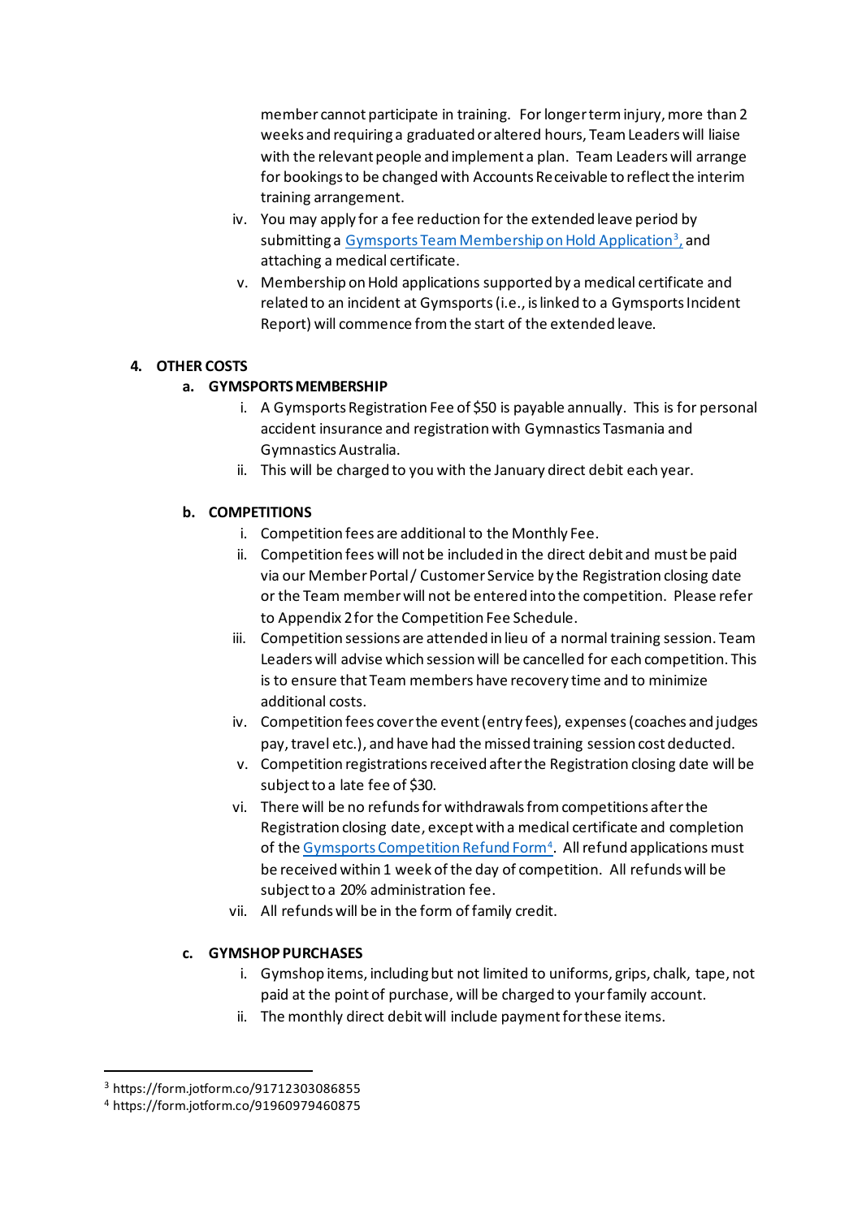member cannot participate in training. For longer term injury, more than 2 weeks and requiring a graduated or altered hours, Team Leaders will liaise with the relevant people and implement a plan. Team Leaders will arrange for bookings to be changed with Accounts Receivable to reflect the interim training arrangement.

iv. You may apply for a fee reduction for the extended leave period by submitting a [Gymsports Team Membership on Hold Application](https://form.jotform.co/91712303086855)[3], and attaching a medical certificate.

v. Membership on Hold applications supported by a medical certificate and related to an incident at Gymsports (i.e., is linked to a Gymsports Incident Report) will commence from the start of the extended leave.

## 4. OTHER COSTS

### a. GYMSPORTS MEMBERSHIP

i. A Gymsports Registration Fee of $50 is payable annually. This is for personal accident insurance and registration with Gymnastics Tasmania and Gymnastics Australia.

ii. This will be charged to you with the January direct debit each year.

### b. COMPETITIONS

i. Competition fees are additional to the Monthly Fee.

ii. Competition fees will not be included in the direct debit and must be paid via our Member Portal / Customer Service by the Registration closing date or the Team member will not be entered into the competition. Please refer to Appendix 2 for the Competition Fee Schedule.

iii. Competition sessions are attended in lieu of a normal training session. Team Leaders will advise which session will be cancelled for each competition. This is to ensure that Team members have recovery time and to minimize additional costs.

iv. Competition fees cover the event (entry fees), expenses (coaches and judges pay, travel etc.), and have had the missed training session cost deducted.

v. Competition registrations received after the Registration closing date will be subject to a late fee of $30.

vi. There will be no refunds for withdrawals from competitions after the Registration closing date, except with a medical certificate and completion of the [Gymsports Competition Refund Form](https://form.jotform.co/91960979460875)[4]. All refund applications must be received within 1 week of the day of competition. All refunds will be subject to a 20% administration fee.

vii. All refunds will be in the form of family credit.

### c. GYMSHOP PURCHASES

i. Gymshop items, including but not limited to uniforms, grips, chalk, tape, not paid at the point of purchase, will be charged to your family account.

ii. The monthly direct debit will include payment for these items.

---

[3] https://form.jotform.co/91712303086855

[4] https://form.jotform.co/91960979460875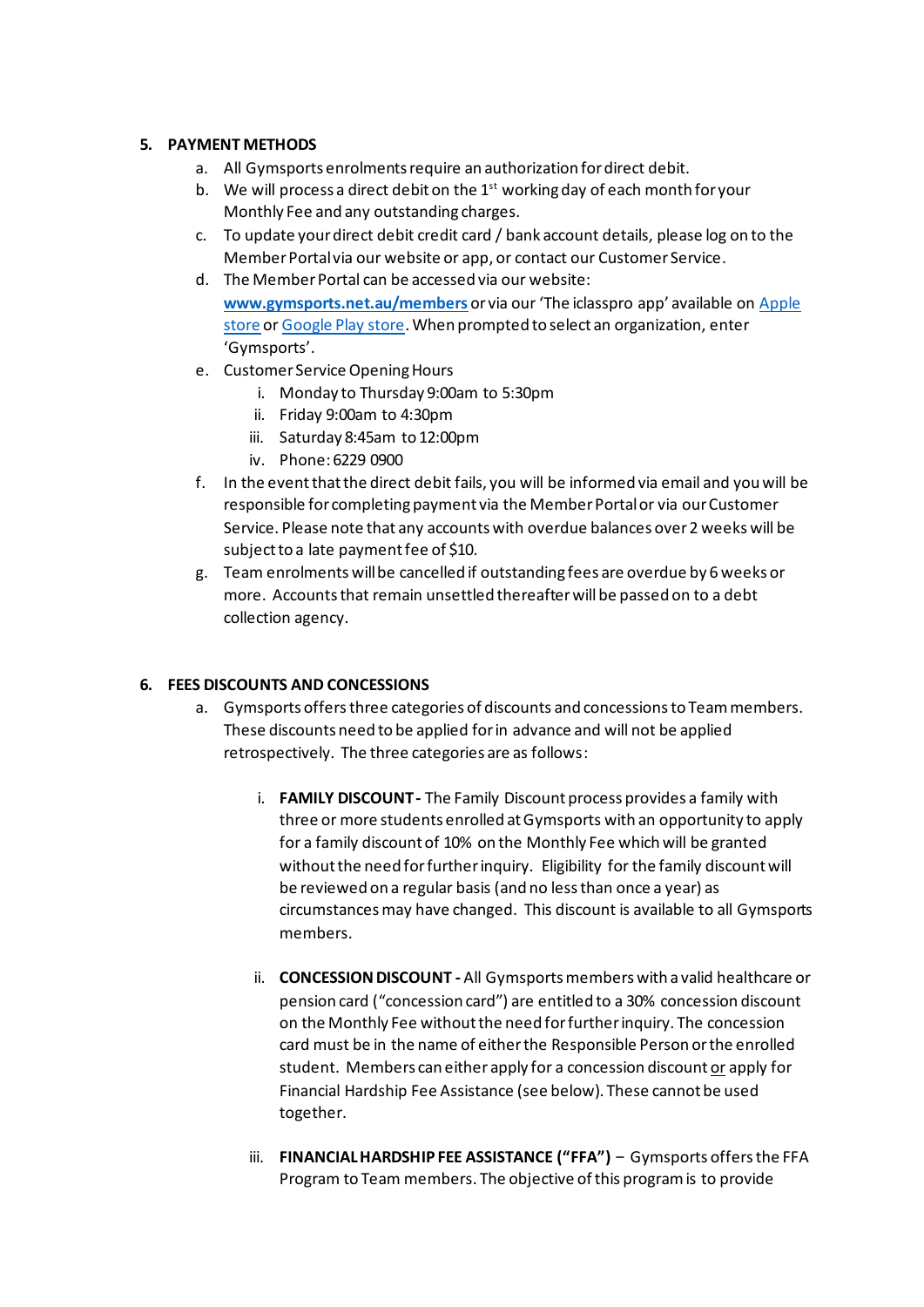## 5. PAYMENT METHODS

a. All Gymsports enrolments require an authorization for direct debit.

b. We will process a direct debit on the 1st working day of each month for your Monthly Fee and any outstanding charges.

c. To update your direct debit credit card / bank account details, please log on to the Member Portal via our website or app, or contact our Customer Service.

d. The Member Portal can be accessed via our website: **www.gymsports.net.au/members** or via our 'The iclasspro app' available on Apple store or Google Play store. When prompted to select an organization, enter 'Gymsports'.

e. Customer Service Opening Hours
   i. Monday to Thursday 9:00am to 5:30pm
   ii. Friday 9:00am to 4:30pm
   iii. Saturday 8:45am to 12:00pm
   iv. Phone: 6229 0900

f. In the event that the direct debit fails, you will be informed via email and you will be responsible for completing payment via the Member Portal or via our Customer Service. Please note that any accounts with overdue balances over 2 weeks will be subject to a late payment fee of $10.

g. Team enrolments will be cancelled if outstanding fees are overdue by 6 weeks or more. Accounts that remain unsettled thereafter will be passed on to a debt collection agency.

## 6. FEES DISCOUNTS AND CONCESSIONS

a. Gymsports offers three categories of discounts and concessions to Team members. These discounts need to be applied for in advance and will not be applied retrospectively. The three categories are as follows:

   i. **FAMILY DISCOUNT -** The Family Discount process provides a family with three or more students enrolled at Gymsports with an opportunity to apply for a family discount of 10% on the Monthly Fee which will be granted without the need for further inquiry. Eligibility for the family discount will be reviewed on a regular basis (and no less than once a year) as circumstances may have changed. This discount is available to all Gymsports members.

   ii. **CONCESSION DISCOUNT -** All Gymsports members with a valid healthcare or pension card ("concession card") are entitled to a 30% concession discount on the Monthly Fee without the need for further inquiry. The concession card must be in the name of either the Responsible Person or the enrolled student. Members can either apply for a concession discount or apply for Financial Hardship Fee Assistance (see below). These cannot be used together.

   iii. **FINANCIAL HARDSHIP FEE ASSISTANCE ("FFA")** – Gymsports offers the FFA Program to Team members. The objective of this program is to provide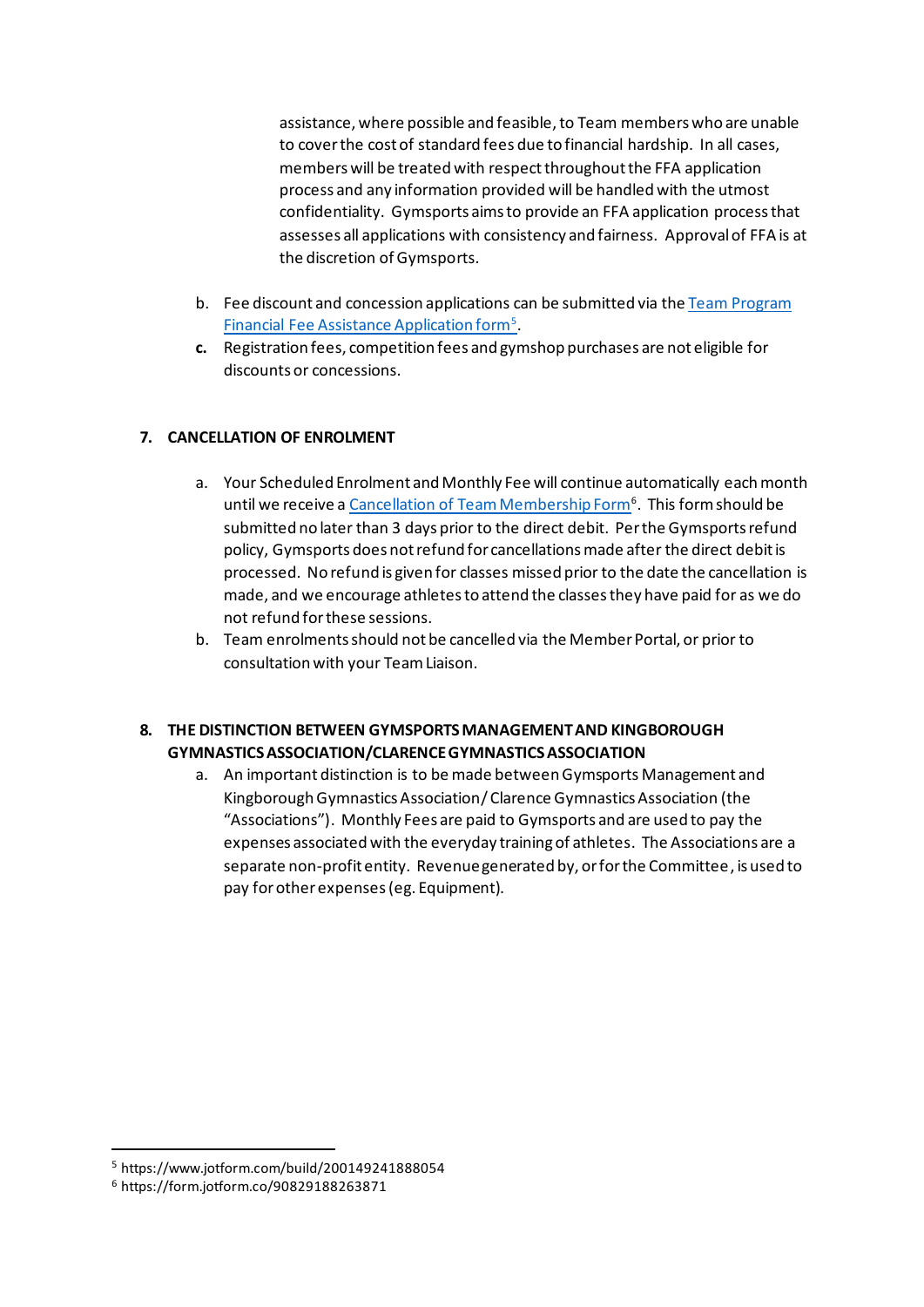assistance, where possible and feasible, to Team members who are unable to cover the cost of standard fees due to financial hardship. In all cases, members will be treated with respect throughout the FFA application process and any information provided will be handled with the utmost confidentiality. Gymsports aims to provide an FFA application process that assesses all applications with consistency and fairness. Approval of FFA is at the discretion of Gymsports.

b. Fee discount and concession applications can be submitted via the [Team Program Financial Fee Assistance Application form](https://www.jotform.com/build/200149241888054)[5].

**c.** Registration fees, competition fees and gymshop purchases are not eligible for discounts or concessions.

## 7. CANCELLATION OF ENROLMENT

a. Your Scheduled Enrolment and Monthly Fee will continue automatically each month until we receive a [Cancellation of Team Membership Form](https://form.jotform.co/90829188263871)[6]. This form should be submitted no later than 3 days prior to the direct debit. Per the Gymsports refund policy, Gymsports does not refund for cancellations made after the direct debit is processed. No refund is given for classes missed prior to the date the cancellation is made, and we encourage athletes to attend the classes they have paid for as we do not refund for these sessions.

b. Team enrolments should not be cancelled via the Member Portal, or prior to consultation with your Team Liaison.

## 8. THE DISTINCTION BETWEEN GYMSPORTS MANAGEMENT AND KINGBOROUGH GYMNASTICS ASSOCIATION/CLARENCE GYMNASTICS ASSOCIATION

a. An important distinction is to be made between Gymsports Management and Kingborough Gymnastics Association/ Clarence Gymnastics Association (the "Associations"). Monthly Fees are paid to Gymsports and are used to pay the expenses associated with the everyday training of athletes. The Associations are a separate non-profit entity. Revenue generated by, or for the Committee, is used to pay for other expenses (eg. Equipment).

---

[5] https://www.jotform.com/build/200149241888054

[6] https://form.jotform.co/90829188263871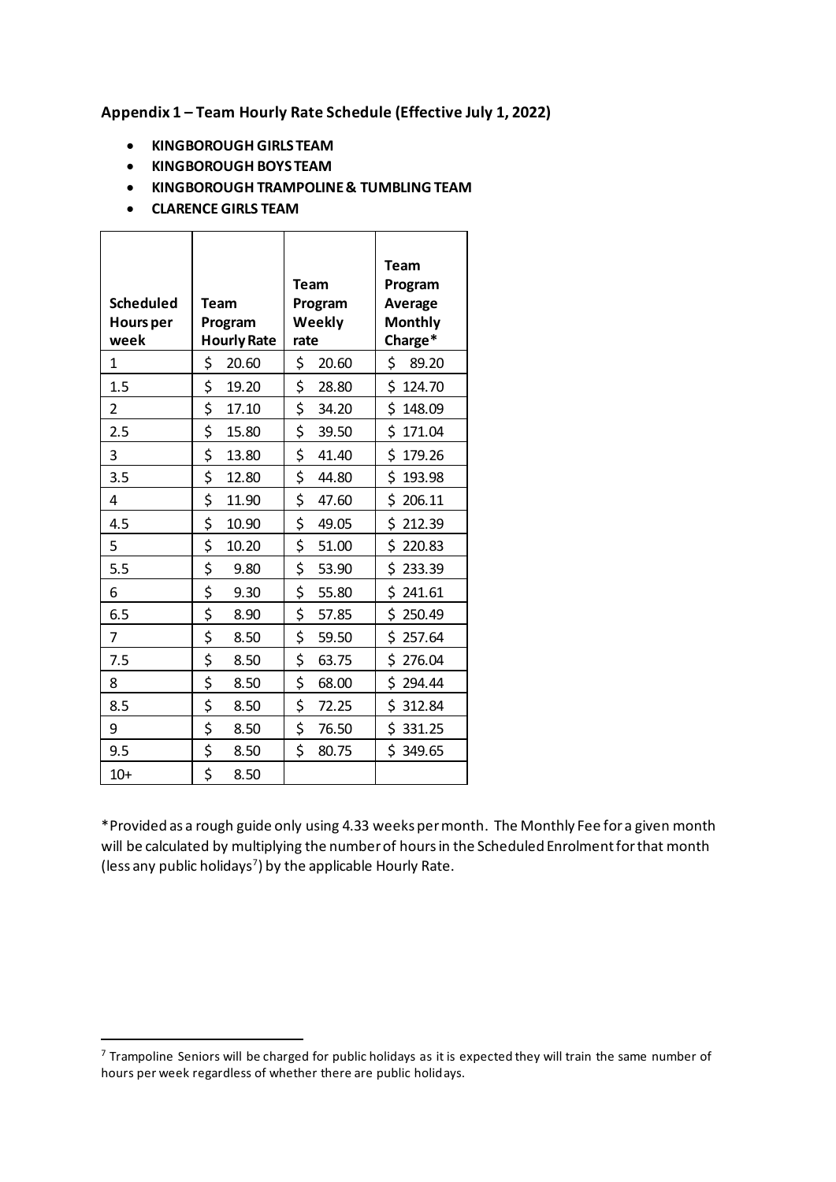**Appendix 1 – Team Hourly Rate Schedule (Effective July 1, 2022)**

- **KINGBOROUGH GIRLS TEAM**
- **KINGBOROUGH BOYS TEAM**
- **KINGBOROUGH TRAMPOLINE & TUMBLING TEAM**
- **CLARENCE GIRLS TEAM**

| Scheduled Hours per week | Team Program Hourly Rate | Team Program Weekly rate | Team Program Average Monthly Charge* |
|---|---|---|---|
| 1 | $ 20.60 | $ 20.60 | $ 89.20 |
| 1.5 | $ 19.20 | $ 28.80 | $ 124.70 |
| 2 | $ 17.10 | $ 34.20 | $ 148.09 |
| 2.5 | $ 15.80 | $ 39.50 | $ 171.04 |
| 3 | $ 13.80 | $ 41.40 | $ 179.26 |
| 3.5 | $ 12.80 | $ 44.80 | $ 193.98 |
| 4 | $ 11.90 | $ 47.60 | $ 206.11 |
| 4.5 | $ 10.90 | $ 49.05 | $ 212.39 |
| 5 | $ 10.20 | $ 51.00 | $ 220.83 |
| 5.5 | $ 9.80 | $ 53.90 | $ 233.39 |
| 6 | $ 9.30 | $ 55.80 | $ 241.61 |
| 6.5 | $ 8.90 | $ 57.85 | $ 250.49 |
| 7 | $ 8.50 | $ 59.50 | $ 257.64 |
| 7.5 | $ 8.50 | $ 63.75 | $ 276.04 |
| 8 | $ 8.50 | $ 68.00 | $ 294.44 |
| 8.5 | $ 8.50 | $ 72.25 | $ 312.84 |
| 9 | $ 8.50 | $ 76.50 | $ 331.25 |
| 9.5 | $ 8.50 | $ 80.75 | $ 349.65 |
| 10+ | $ 8.50 | | |

*Provided as a rough guide only using 4.33 weeks per month. The Monthly Fee for a given month will be calculated by multiplying the number of hours in the Scheduled Enrolment for that month (less any public holidays[7]) by the applicable Hourly Rate.

[7] Trampoline Seniors will be charged for public holidays as it is expected they will train the same number of hours per week regardless of whether there are public holidays.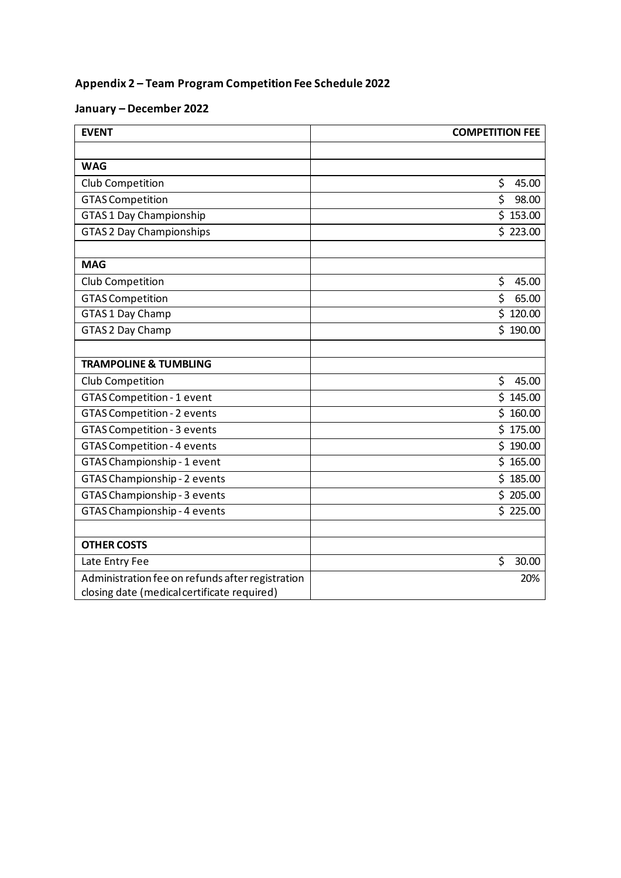## Appendix 2 – Team Program Competition Fee Schedule 2022

## January – December 2022

| EVENT | COMPETITION FEE |
|---|---|
| | |
| **WAG** | |
| Club Competition | $ 45.00 |
| GTAS Competition | $ 98.00 |
| GTAS 1 Day Championship | $ 153.00 |
| GTAS 2 Day Championships | $ 223.00 |
| | |
| **MAG** | |
| Club Competition | $ 45.00 |
| GTAS Competition | $ 65.00 |
| GTAS 1 Day Champ | $ 120.00 |
| GTAS 2 Day Champ | $ 190.00 |
| | |
| **TRAMPOLINE & TUMBLING** | |
| Club Competition | $ 45.00 |
| GTAS Competition - 1 event | $ 145.00 |
| GTAS Competition - 2 events | $ 160.00 |
| GTAS Competition - 3 events | $ 175.00 |
| GTAS Competition - 4 events | $ 190.00 |
| GTAS Championship - 1 event | $ 165.00 |
| GTAS Championship - 2 events | $ 185.00 |
| GTAS Championship - 3 events | $ 205.00 |
| GTAS Championship - 4 events | $ 225.00 |
| | |
| **OTHER COSTS** | |
| Late Entry Fee | $ 30.00 |
| Administration fee on refunds after registration closing date (medical certificate required) | 20% |